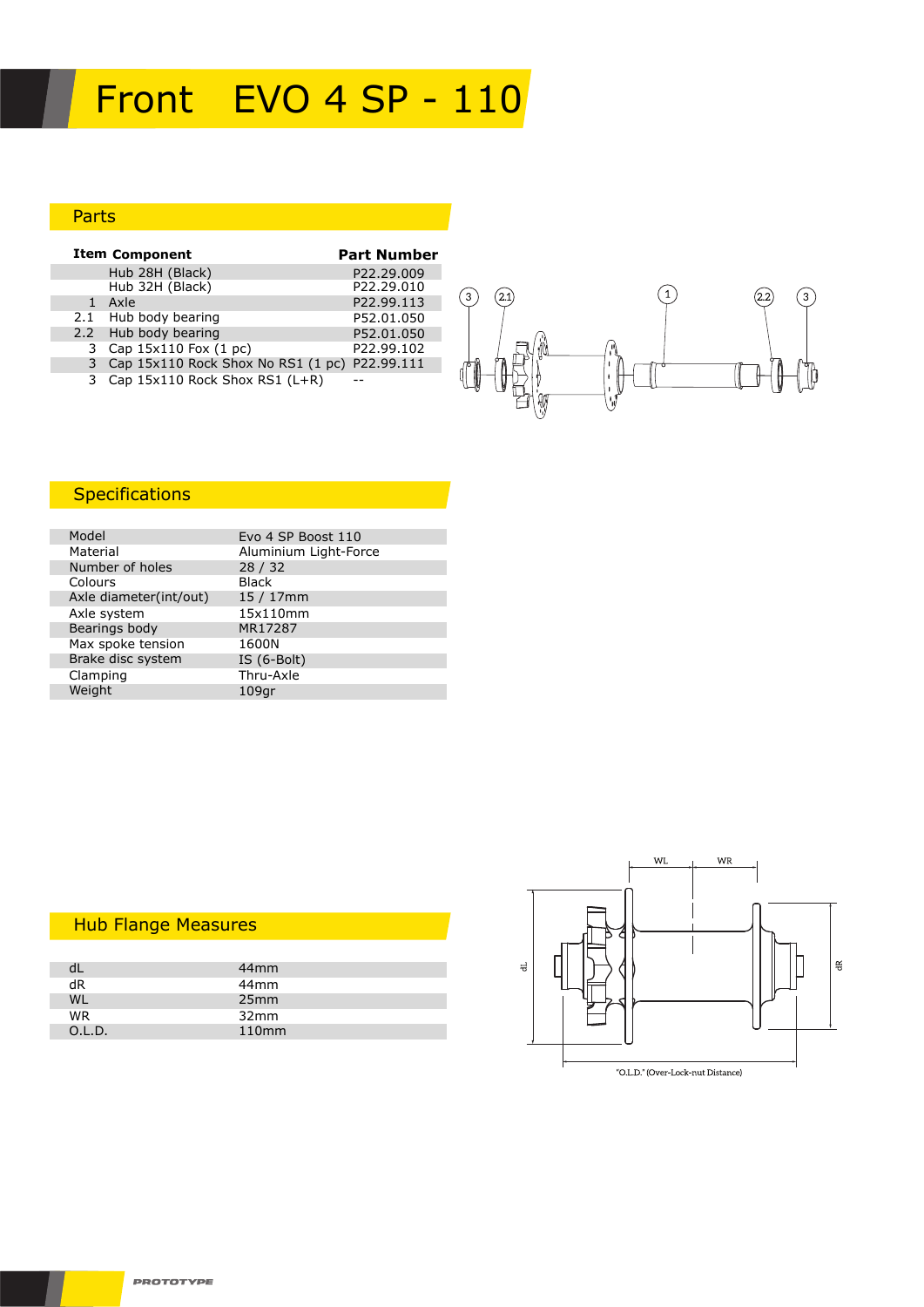# Front EVO 4 SP - 110

## Parts

| Item | Component | Part Number |
|---|---|---|
| | Hub 28H (Black) | P22.29.009 |
| | Hub 32H (Black) | P22.29.010 |
| 1 | Axle | P22.99.113 |
| 2.1 | Hub body bearing | P52.01.050 |
| 2.2 | Hub body bearing | P52.01.050 |
| 3 | Cap 15x110 Fox (1 pc) | P22.99.102 |
| 3 | Cap 15x110 Rock Shox No RS1 (1 pc) | P22.99.111 |
| 3 | Cap 15x110 Rock Shox RS1 (L+R) | -- |

## Specifications

| | |
|---|---|
| Model | Evo 4 SP Boost 110 |
| Material | Aluminium Light-Force |
| Number of holes | 28 / 32 |
| Colours | Black |
| Axle diameter(int/out) | 15 / 17mm |
| Axle system | 15x110mm |
| Bearings body | MR17287 |
| Max spoke tension | 1600N |
| Brake disc system | IS (6-Bolt) |
| Clamping | Thru-Axle |
| Weight | 109gr |

## Hub Flange Measures

| | |
|---|---|
| dL | 44mm |
| dR | 44mm |
| WL | 25mm |
| WR | 32mm |
| O.L.D. | 110mm |

"O.L.D." (Over-Lock-nut Distance)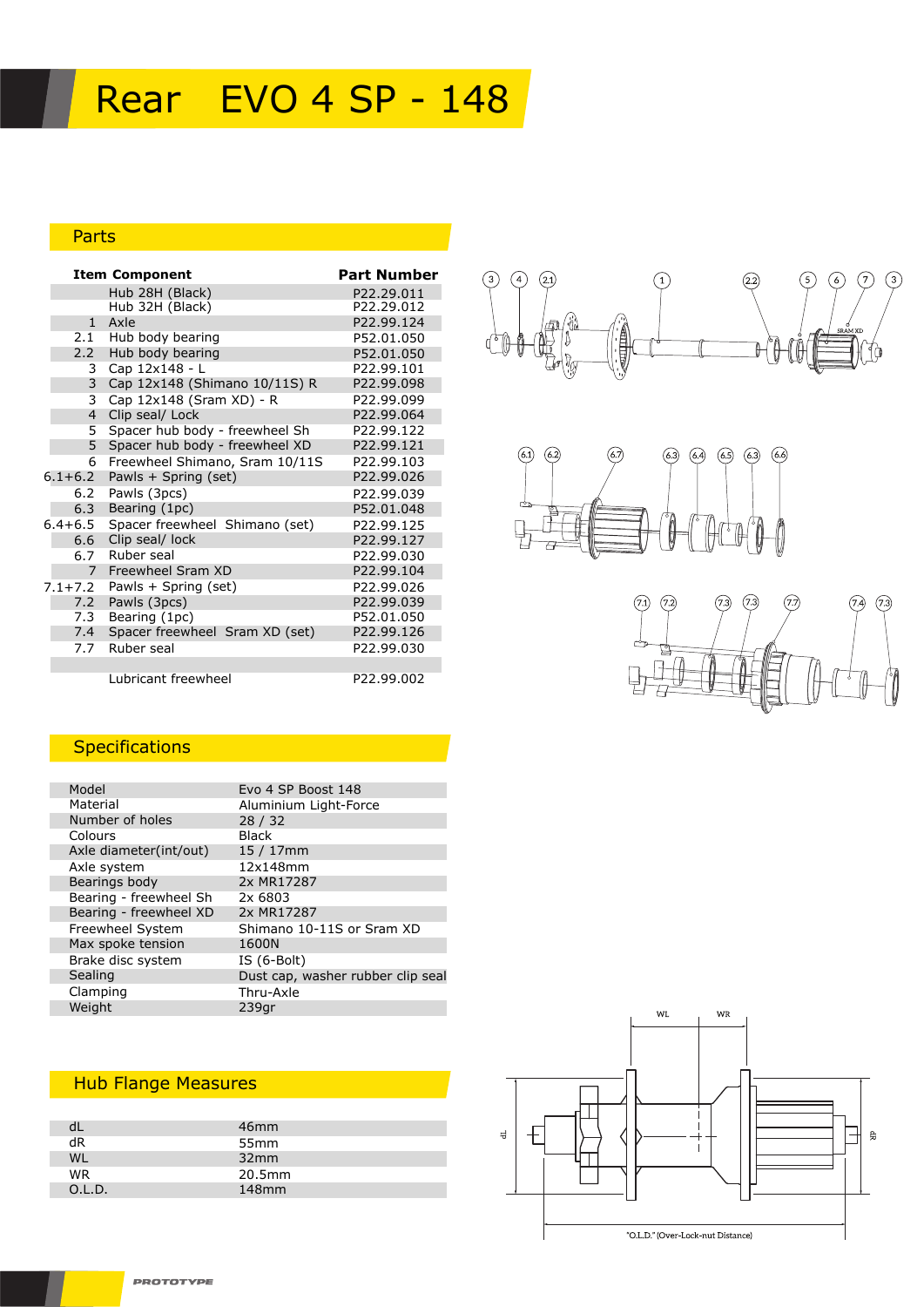# Rear EVO 4 SP - 148

## Parts

| Item | Component | Part Number |
|---|---|---|
| | Hub 28H (Black) | P22.29.011 |
| | Hub 32H (Black) | P22.29.012 |
| 1 | Axle | P22.99.124 |
| 2.1 | Hub body bearing | P52.01.050 |
| 2.2 | Hub body bearing | P52.01.050 |
| 3 | Cap 12x148 - L | P22.99.101 |
| 3 | Cap 12x148 (Shimano 10/11S) R | P22.99.098 |
| 3 | Cap 12x148 (Sram XD) - R | P22.99.099 |
| 4 | Clip seal/ Lock | P22.99.064 |
| 5 | Spacer hub body - freewheel Sh | P22.99.122 |
| 5 | Spacer hub body - freewheel XD | P22.99.121 |
| 6 | Freewheel Shimano, Sram 10/11S | P22.99.103 |
| 6.1+6.2 | Pawls + Spring (set) | P22.99.026 |
| 6.2 | Pawls (3pcs) | P22.99.039 |
| 6.3 | Bearing (1pc) | P52.01.048 |
| 6.4+6.5 | Spacer freewheel Shimano (set) | P22.99.125 |
| 6.6 | Clip seal/ lock | P22.99.127 |
| 6.7 | Ruber seal | P22.99.030 |
| 7 | Freewheel Sram XD | P22.99.104 |
| 7.1+7.2 | Pawls + Spring (set) | P22.99.026 |
| 7.2 | Pawls (3pcs) | P22.99.039 |
| 7.3 | Bearing (1pc) | P52.01.050 |
| 7.4 | Spacer freewheel Sram XD (set) | P22.99.126 |
| 7.7 | Ruber seal | P22.99.030 |
| | | |
| | Lubricant freewheel | P22.99.002 |

3 4 2.1 1 2.2 5 6 7 3

SRAM XD

6.1 6.2 6.7 6.3 6.4 6.5 6.3 6.6

7.1 7.2 7.3 7.3 7.7 7.4 7.3

## Specifications

| | |
|---|---|
| Model | Evo 4 SP Boost 148 |
| Material | Aluminium Light-Force |
| Number of holes | 28 / 32 |
| Colours | Black |
| Axle diameter(int/out) | 15 / 17mm |
| Axle system | 12x148mm |
| Bearings body | 2x MR17287 |
| Bearing - freewheel Sh | 2x 6803 |
| Bearing - freewheel XD | 2x MR17287 |
| Freewheel System | Shimano 10-11S or Sram XD |
| Max spoke tension | 1600N |
| Brake disc system | IS (6-Bolt) |
| Sealing | Dust cap, washer rubber clip seal |
| Clamping | Thru-Axle |
| Weight | 239gr |

## Hub Flange Measures

| | |
|---|---|
| dL | 46mm |
| dR | 55mm |
| WL | 32mm |
| WR | 20.5mm |
| O.L.D. | 148mm |

WL WR

dL dR

"O.L.D." (Over-Lock-nut Distance)

PROTOTYPE